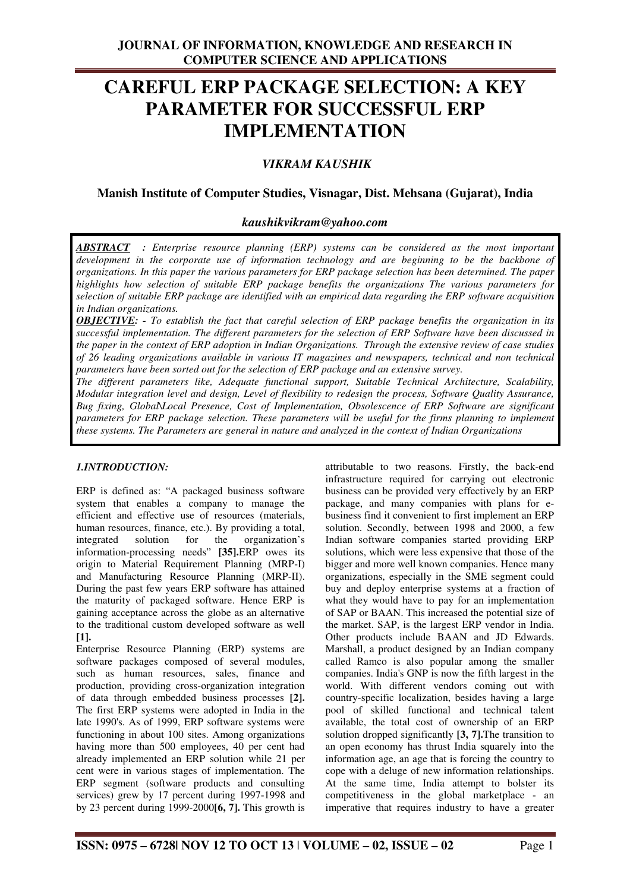# CAREFUL ERP PACKAGE SELECTION: A KEY PARAMETER FOR SUCCESSFUL ERP IMPLEMENTATION

***VIKRAM KAUSHIK***

**Manish Institute of Computer Studies, Visnagar, Dist. Mehsana (Gujarat), India**

***kaushikvikram@yahoo.com***

***ABSTRACT*** *: Enterprise resource planning (ERP) systems can be considered as the most important development in the corporate use of information technology and are beginning to be the backbone of organizations. In this paper the various parameters for ERP package selection has been determined. The paper highlights how selection of suitable ERP package benefits the organizations The various parameters for selection of suitable ERP package are identified with an empirical data regarding the ERP software acquisition in Indian organizations.*

***OBJECTIVE: -*** *To establish the fact that careful selection of ERP package benefits the organization in its successful implementation. The different parameters for the selection of ERP Software have been discussed in the paper in the context of ERP adoption in Indian Organizations. Through the extensive review of case studies of 26 leading organizations available in various IT magazines and newspapers, technical and non technical parameters have been sorted out for the selection of ERP package and an extensive survey.*

*The different parameters like, Adequate functional support, Suitable Technical Architecture, Scalability, Modular integration level and design, Level of flexibility to redesign the process, Software Quality Assurance, Bug fixing, Global\Local Presence, Cost of Implementation, Obsolescence of ERP Software are significant parameters for ERP package selection. These parameters will be useful for the firms planning to implement these systems. The Parameters are general in nature and analyzed in the context of Indian Organizations*

## *1.INTRODUCTION:*

ERP is defined as: "A packaged business software system that enables a company to manage the efficient and effective use of resources (materials, human resources, finance, etc.). By providing a total, integrated solution for the organization's information-processing needs" **[35].**ERP owes its origin to Material Requirement Planning (MRP-I) and Manufacturing Resource Planning (MRP-II). During the past few years ERP software has attained the maturity of packaged software. Hence ERP is gaining acceptance across the globe as an alternative to the traditional custom developed software as well **[1].**

Enterprise Resource Planning (ERP) systems are software packages composed of several modules, such as human resources, sales, finance and production, providing cross-organization integration of data through embedded business processes **[2].** The first ERP systems were adopted in India in the late 1990's. As of 1999, ERP software systems were functioning in about 100 sites. Among organizations having more than 500 employees, 40 per cent had already implemented an ERP solution while 21 per cent were in various stages of implementation. The ERP segment (software products and consulting services) grew by 17 percent during 1997-1998 and by 23 percent during 1999-2000**[6, 7].** This growth is attributable to two reasons. Firstly, the back-end infrastructure required for carrying out electronic business can be provided very effectively by an ERP package, and many companies with plans for e-business find it convenient to first implement an ERP solution. Secondly, between 1998 and 2000, a few Indian software companies started providing ERP solutions, which were less expensive that those of the bigger and more well known companies. Hence many organizations, especially in the SME segment could buy and deploy enterprise systems at a fraction of what they would have to pay for an implementation of SAP or BAAN. This increased the potential size of the market. SAP, is the largest ERP vendor in India. Other products include BAAN and JD Edwards. Marshall, a product designed by an Indian company called Ramco is also popular among the smaller companies. India's GNP is now the fifth largest in the world. With different vendors coming out with country-specific localization, besides having a large pool of skilled functional and technical talent available, the total cost of ownership of an ERP solution dropped significantly **[3, 7].**The transition to an open economy has thrust India squarely into the information age, an age that is forcing the country to cope with a deluge of new information relationships. At the same time, India attempt to bolster its competitiveness in the global marketplace - an imperative that requires industry to have a greater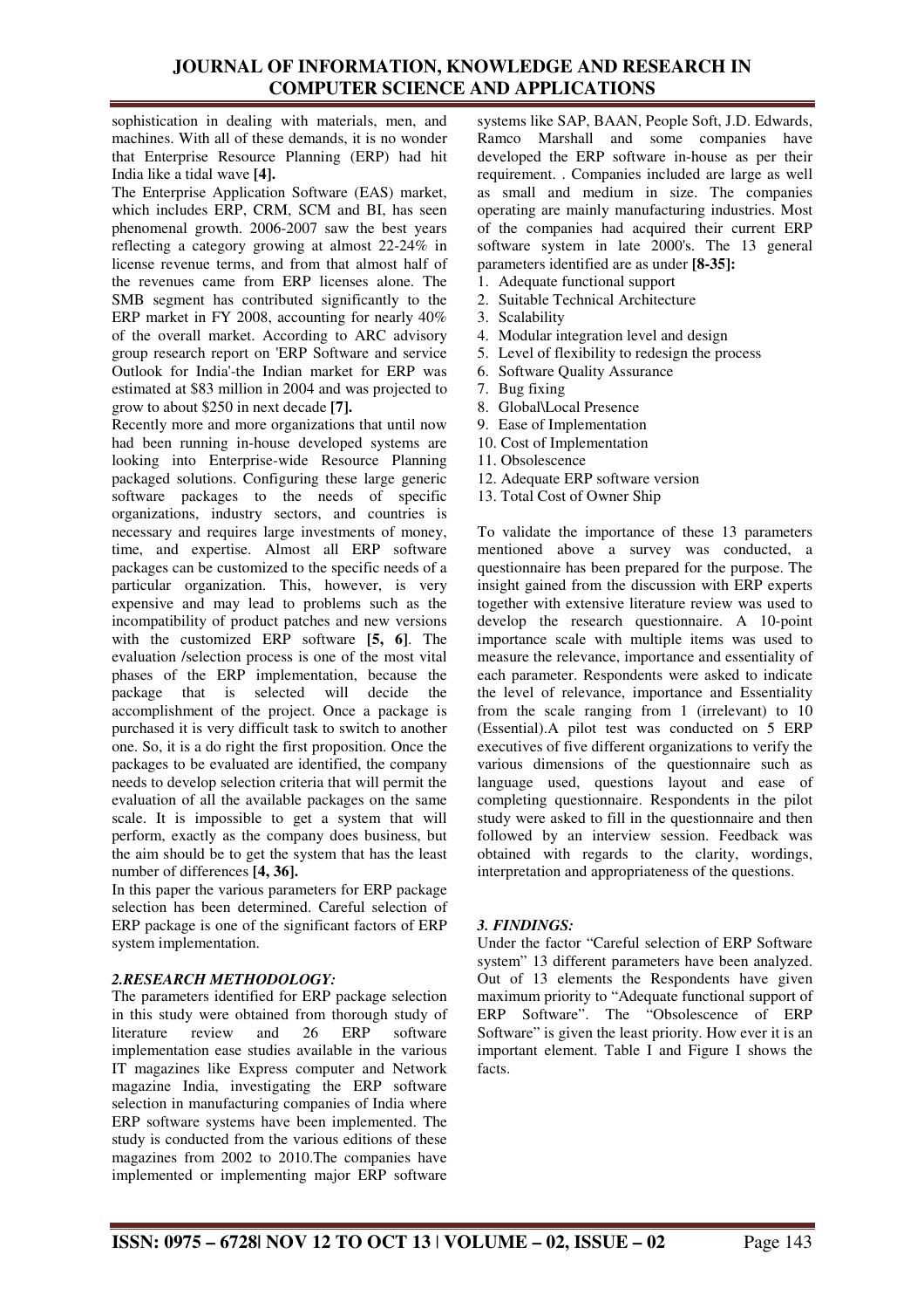sophistication in dealing with materials, men, and machines. With all of these demands, it is no wonder that Enterprise Resource Planning (ERP) had hit India like a tidal wave **[4].**

The Enterprise Application Software (EAS) market, which includes ERP, CRM, SCM and BI, has seen phenomenal growth. 2006-2007 saw the best years reflecting a category growing at almost 22-24% in license revenue terms, and from that almost half of the revenues came from ERP licenses alone. The SMB segment has contributed significantly to the ERP market in FY 2008, accounting for nearly 40% of the overall market. According to ARC advisory group research report on 'ERP Software and service Outlook for India'-the Indian market for ERP was estimated at $83 million in 2004 and was projected to grow to about $250 in next decade **[7].**

Recently more and more organizations that until now had been running in-house developed systems are looking into Enterprise-wide Resource Planning packaged solutions. Configuring these large generic software packages to the needs of specific organizations, industry sectors, and countries is necessary and requires large investments of money, time, and expertise. Almost all ERP software packages can be customized to the specific needs of a particular organization. This, however, is very expensive and may lead to problems such as the incompatibility of product patches and new versions with the customized ERP software **[5, 6]**. The evaluation /selection process is one of the most vital phases of the ERP implementation, because the package that is selected will decide the accomplishment of the project. Once a package is purchased it is very difficult task to switch to another one. So, it is a do right the first proposition. Once the packages to be evaluated are identified, the company needs to develop selection criteria that will permit the evaluation of all the available packages on the same scale. It is impossible to get a system that will perform, exactly as the company does business, but the aim should be to get the system that has the least number of differences **[4, 36].**

In this paper the various parameters for ERP package selection has been determined. Careful selection of ERP package is one of the significant factors of ERP system implementation.

## *2.RESEARCH METHODOLOGY:*

The parameters identified for ERP package selection in this study were obtained from thorough study of literature review and 26 ERP software implementation ease studies available in the various IT magazines like Express computer and Network magazine India, investigating the ERP software selection in manufacturing companies of India where ERP software systems have been implemented. The study is conducted from the various editions of these magazines from 2002 to 2010.The companies have implemented or implementing major ERP software systems like SAP, BAAN, People Soft, J.D. Edwards, Ramco Marshall and some companies have developed the ERP software in-house as per their requirement. . Companies included are large as well as small and medium in size. The companies operating are mainly manufacturing industries. Most of the companies had acquired their current ERP software system in late 2000's. The 13 general parameters identified are as under **[8-35]:**

1. Adequate functional support
2. Suitable Technical Architecture
3. Scalability
4. Modular integration level and design
5. Level of flexibility to redesign the process
6. Software Quality Assurance
7. Bug fixing
8. Global\Local Presence
9. Ease of Implementation
10. Cost of Implementation
11. Obsolescence
12. Adequate ERP software version
13. Total Cost of Owner Ship

To validate the importance of these 13 parameters mentioned above a survey was conducted, a questionnaire has been prepared for the purpose. The insight gained from the discussion with ERP experts together with extensive literature review was used to develop the research questionnaire. A 10-point importance scale with multiple items was used to measure the relevance, importance and essentiality of each parameter. Respondents were asked to indicate the level of relevance, importance and Essentiality from the scale ranging from 1 (irrelevant) to 10 (Essential).A pilot test was conducted on 5 ERP executives of five different organizations to verify the various dimensions of the questionnaire such as language used, questions layout and ease of completing questionnaire. Respondents in the pilot study were asked to fill in the questionnaire and then followed by an interview session. Feedback was obtained with regards to the clarity, wordings, interpretation and appropriateness of the questions.

## *3. FINDINGS:*

Under the factor "Careful selection of ERP Software system" 13 different parameters have been analyzed. Out of 13 elements the Respondents have given maximum priority to "Adequate functional support of ERP Software". The "Obsolescence of ERP Software" is given the least priority. How ever it is an important element. Table I and Figure I shows the facts.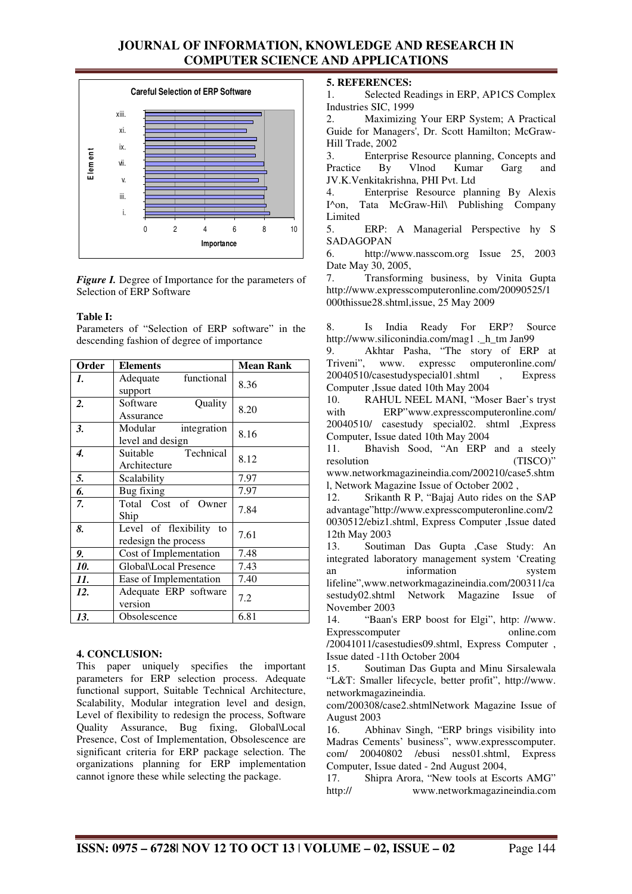**Careful Selection of ERP Software**

*Figure I.* Degree of Importance for the parameters of Selection of ERP Software

**Table I:**

Parameters of "Selection of ERP software" in the descending fashion of degree of importance

| Order | Elements | Mean Rank |
|---|---|---|
| ***1.*** | Adequate functional support | 8.36 |
| ***2.*** | Software Quality Assurance | 8.20 |
| ***3.*** | Modular integration level and design | 8.16 |
| ***4.*** | Suitable Technical Architecture | 8.12 |
| ***5.*** | Scalability | 7.97 |
| ***6.*** | Bug fixing | 7.97 |
| ***7.*** | Total Cost of Owner Ship | 7.84 |
| ***8.*** | Level of flexibility to redesign the process | 7.61 |
| ***9.*** | Cost of Implementation | 7.48 |
| ***10.*** | Global\Local Presence | 7.43 |
| ***11.*** | Ease of Implementation | 7.40 |
| ***12.*** | Adequate ERP software version | 7.2 |
| ***13.*** | Obsolescence | 6.81 |

## 4. CONCLUSION:

This paper uniquely specifies the important parameters for ERP selection process. Adequate functional support, Suitable Technical Architecture, Scalability, Modular integration level and design, Level of flexibility to redesign the process, Software Quality Assurance, Bug fixing, Global\Local Presence, Cost of Implementation, Obsolescence are significant criteria for ERP package selection. The organizations planning for ERP implementation cannot ignore these while selecting the package.

## 5. REFERENCES:

1. Selected Readings in ERP, AP1CS Complex Industries SIC, 1999
2. Maximizing Your ERP System; A Practical Guide for Managers', Dr. Scott Hamilton; McGraw-Hill Trade, 2002
3. Enterprise Resource planning, Concepts and Practice By Vlnod Kumar Garg and JV.K.Venkitakrishna, PHI Pvt. Ltd
4. Enterprise Resource planning By Alexis I^on, Tata McGraw-Hil\ Publishing Company Limited
5. ERP: A Managerial Perspective hy S SADAGOPAN
6. http://www.nasscom.org Issue 25, 2003 Date May 30, 2005,
7. Transforming business, by Vinita Gupta http://www.expresscomputeronline.com/20090525/1000thissue28.shtml,issue, 25 May 2009
8. Is India Ready For ERP? Source http://www.siliconindia.com/mag1 ._h_tm Jan99
9. Akhtar Pasha, "The story of ERP at Triveni", www. expressc omputeronline.com/ 20040510/casestudyspecial01.shtml , Express Computer ,Issue dated 10th May 2004
10. RAHUL NEEL MANI, "Moser Baer's tryst with ERP"www.expresscomputeronline.com/ 20040510/ casestudy special02. shtml ,Express Computer, Issue dated 10th May 2004
11. Bhavish Sood, "An ERP and a steely resolution (TISCO)" www.networkmagazineindia.com/200210/case5.shtml, Network Magazine Issue of October 2002 ,
12. Srikanth R P, "Bajaj Auto rides on the SAP advantage"http://www.expresscomputeronline.com/20030512/ebiz1.shtml, Express Computer ,Issue dated 12th May 2003
13. Soutiman Das Gupta ,Case Study: An integrated laboratory management system 'Creating an information system lifeline",www.networkmagazineindia.com/200311/casestudy02.shtml Network Magazine Issue of November 2003
14. "Baan's ERP boost for Elgi", http: //www. Expresscomputer online.com /20041011/casestudies09.shtml, Express Computer , Issue dated -11th October 2004
15. Soutiman Das Gupta and Minu Sirsalewala "L&T: Smaller lifecycle, better profit", http://www. networkmagazineindia. com/200308/case2.shtmlNetwork Magazine Issue of August 2003
16. Abhinav Singh, "ERP brings visibility into Madras Cements' business", www.expresscomputer. com/ 20040802 /ebusi ness01.shtml, Express Computer, Issue dated - 2nd August 2004,
17. Shipra Arora, "New tools at Escorts AMG" http:// www.networkmagazineindia.com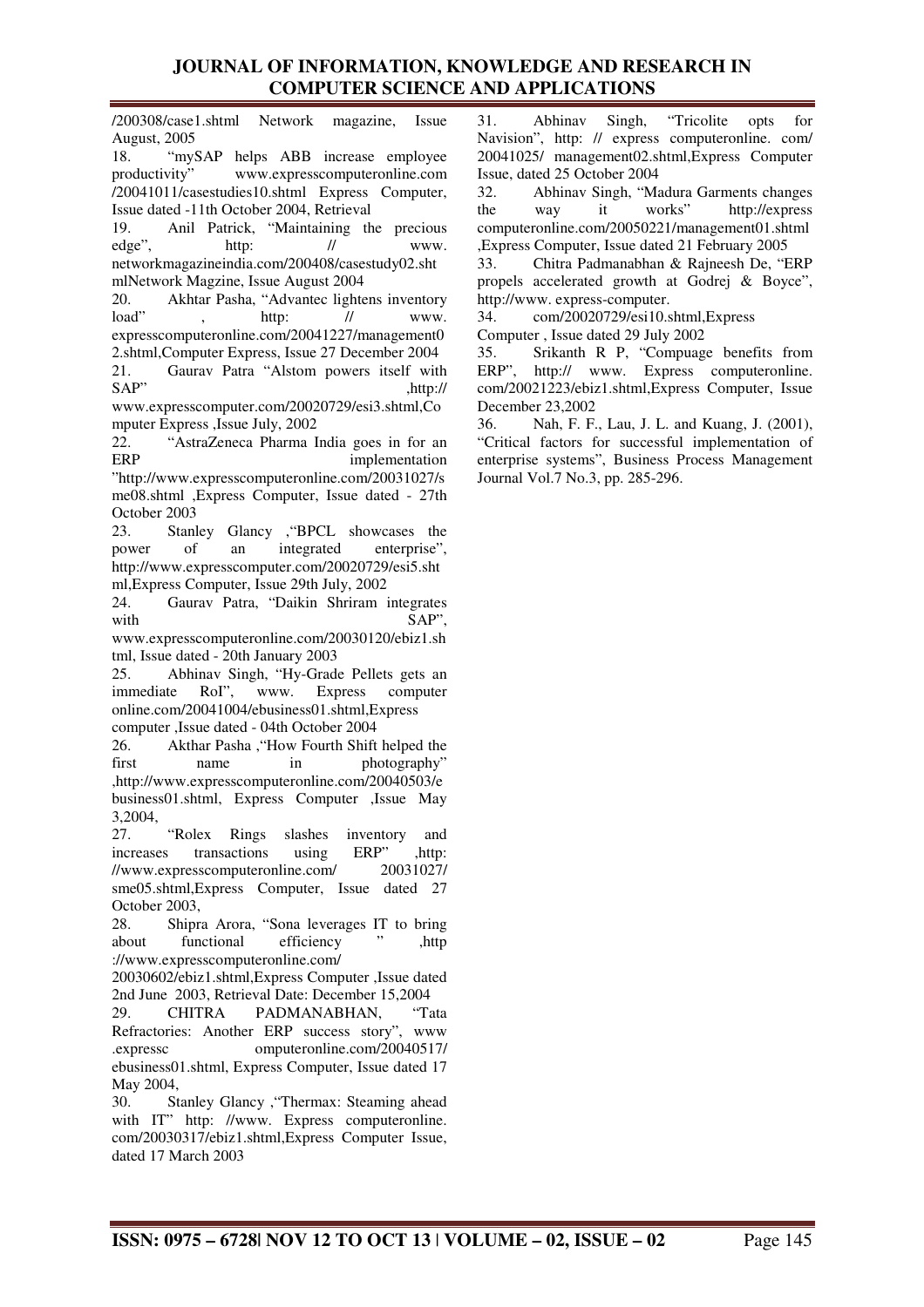/200308/case1.shtml Network magazine, Issue August, 2005

18. "mySAP helps ABB increase employee productivity" www.expresscomputeronline.com /20041011/casestudies10.shtml Express Computer, Issue dated -11th October 2004, Retrieval

19. Anil Patrick, "Maintaining the precious edge", http: // www. networkmagazineindia.com/200408/casestudy02.shtmlNetwork Magzine, Issue August 2004

20. Akhtar Pasha, "Advantec lightens inventory load" , http: // www. expresscomputeronline.com/20041227/management02.shtml,Computer Express, Issue 27 December 2004

21. Gaurav Patra "Alstom powers itself with SAP" ,http:// www.expresscomputer.com/20020729/esi3.shtml,Computer Express ,Issue July, 2002

22. "AstraZeneca Pharma India goes in for an ERP implementation "http://www.expresscomputeronline.com/20031027/sme08.shtml ,Express Computer, Issue dated - 27th October 2003

23. Stanley Glancy ,"BPCL showcases the power of an integrated enterprise", http://www.expresscomputer.com/20020729/esi5.shtml,Express Computer, Issue 29th July, 2002

24. Gaurav Patra, "Daikin Shriram integrates with SAP", www.expresscomputeronline.com/20030120/ebiz1.shtml, Issue dated - 20th January 2003

25. Abhinav Singh, "Hy-Grade Pellets gets an immediate RoI", www. Express computer online.com/20041004/ebusiness01.shtml,Express computer ,Issue dated - 04th October 2004

26. Akthar Pasha ,"How Fourth Shift helped the first name in photography" ,http://www.expresscomputeronline.com/20040503/ebusiness01.shtml, Express Computer ,Issue May 3,2004,

27. "Rolex Rings slashes inventory and increases transactions using ERP" ,http: //www.expresscomputeronline.com/ 20031027/ sme05.shtml,Express Computer, Issue dated 27 October 2003,

28. Shipra Arora, "Sona leverages IT to bring about functional efficiency " ,http ://www.expresscomputeronline.com/ 20030602/ebiz1.shtml,Express Computer ,Issue dated 2nd June 2003, Retrieval Date: December 15,2004

29. CHITRA PADMANABHAN, "Tata Refractories: Another ERP success story", www .expressc omputeronline.com/20040517/ ebusiness01.shtml, Express Computer, Issue dated 17 May 2004,

30. Stanley Glancy ,"Thermax: Steaming ahead with IT" http: //www. Express computeronline. com/20030317/ebiz1.shtml,Express Computer Issue, dated 17 March 2003

31. Abhinav Singh, "Tricolite opts for Navision", http: // express computeronline. com/ 20041025/ management02.shtml,Express Computer Issue, dated 25 October 2004

32. Abhinav Singh, "Madura Garments changes the way it works" http://express computeronline.com/20050221/management01.shtml ,Express Computer, Issue dated 21 February 2005

33. Chitra Padmanabhan & Rajneesh De, "ERP propels accelerated growth at Godrej & Boyce", http://www. express-computer.

34. com/20020729/esi10.shtml,Express Computer , Issue dated 29 July 2002

35. Srikanth R P, "Compuage benefits from ERP", http:// www. Express computeronline. com/20021223/ebiz1.shtml,Express Computer, Issue December 23,2002

36. Nah, F. F., Lau, J. L. and Kuang, J. (2001), "Critical factors for successful implementation of enterprise systems", Business Process Management Journal Vol.7 No.3, pp. 285-296.